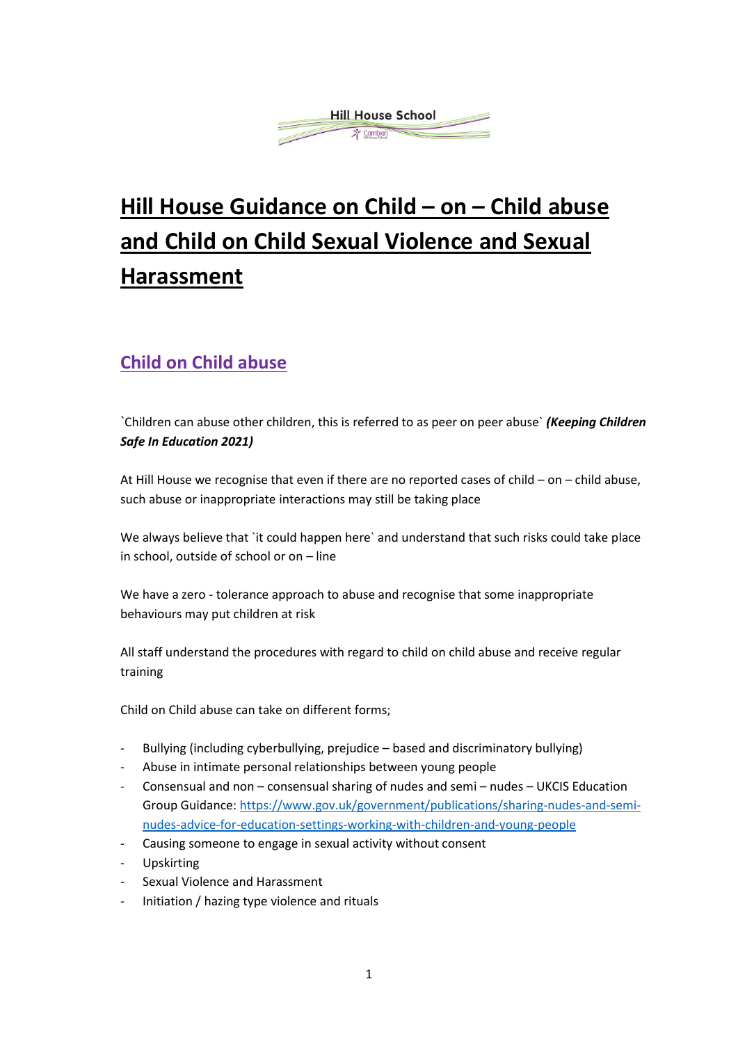Hill House School

# Hill House Guidance on Child – on – Child abuse and Child on Child Sexual Violence and Sexual Harassment

## Child on Child abuse

`Children can abuse other children, this is referred to as peer on peer abuse` ***(Keeping Children Safe In Education 2021)***

At Hill House we recognise that even if there are no reported cases of child – on – child abuse, such abuse or inappropriate interactions may still be taking place

We always believe that `it could happen here` and understand that such risks could take place in school, outside of school or on – line

We have a zero - tolerance approach to abuse and recognise that some inappropriate behaviours may put children at risk

All staff understand the procedures with regard to child on child abuse and receive regular training

Child on Child abuse can take on different forms;

- Bullying (including cyberbullying, prejudice – based and discriminatory bullying)
- Abuse in intimate personal relationships between young people
- Consensual and non – consensual sharing of nudes and semi – nudes – UKCIS Education Group Guidance: [https://www.gov.uk/government/publications/sharing-nudes-and-semi-nudes-advice-for-education-settings-working-with-children-and-young-people](https://www.gov.uk/government/publications/sharing-nudes-and-semi-nudes-advice-for-education-settings-working-with-children-and-young-people)
- Causing someone to engage in sexual activity without consent
- Upskirting
- Sexual Violence and Harassment
- Initiation / hazing type violence and rituals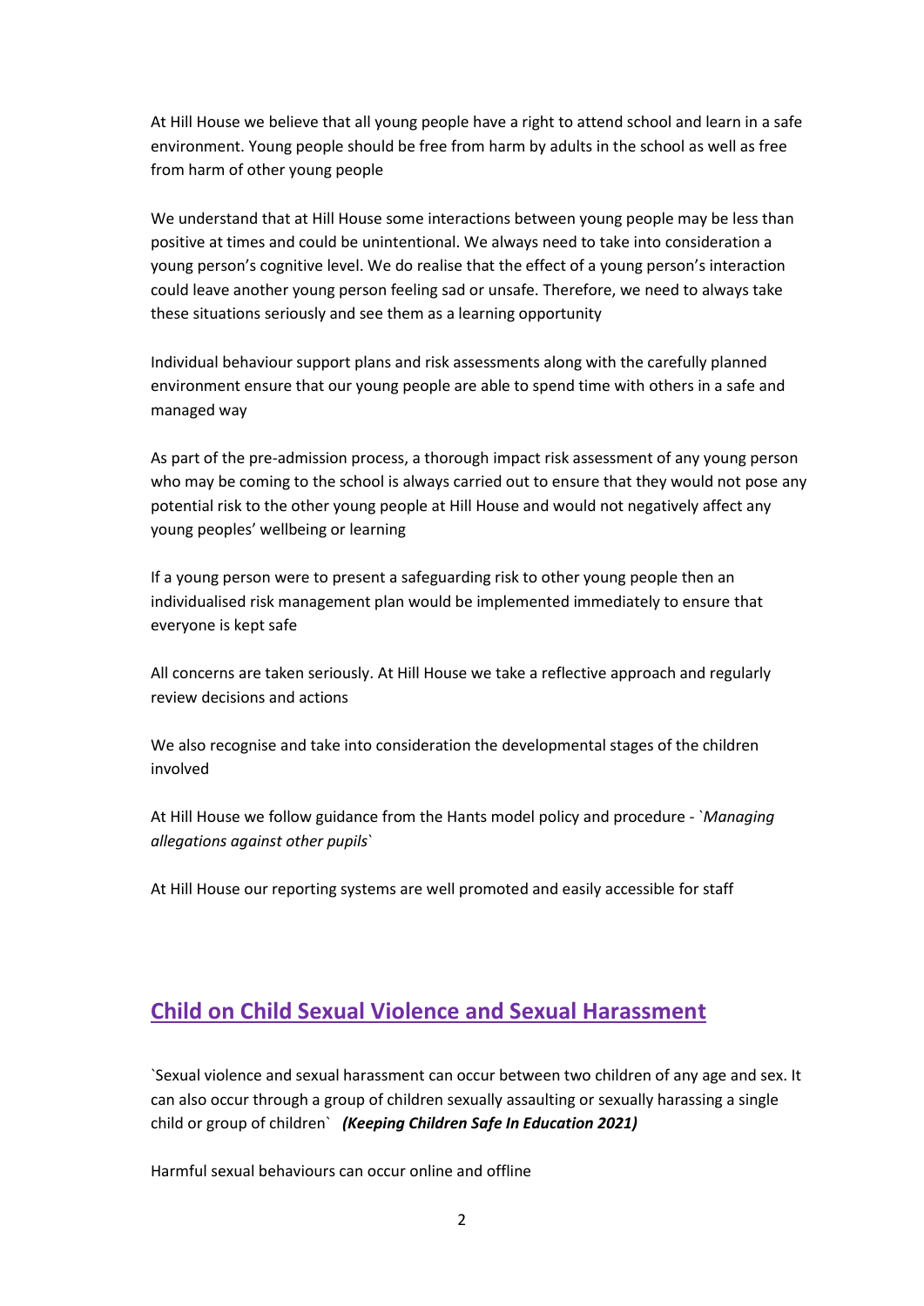At Hill House we believe that all young people have a right to attend school and learn in a safe environment. Young people should be free from harm by adults in the school as well as free from harm of other young people

We understand that at Hill House some interactions between young people may be less than positive at times and could be unintentional. We always need to take into consideration a young person's cognitive level. We do realise that the effect of a young person's interaction could leave another young person feeling sad or unsafe. Therefore, we need to always take these situations seriously and see them as a learning opportunity

Individual behaviour support plans and risk assessments along with the carefully planned environment ensure that our young people are able to spend time with others in a safe and managed way

As part of the pre-admission process, a thorough impact risk assessment of any young person who may be coming to the school is always carried out to ensure that they would not pose any potential risk to the other young people at Hill House and would not negatively affect any young peoples' wellbeing or learning

If a young person were to present a safeguarding risk to other young people then an individualised risk management plan would be implemented immediately to ensure that everyone is kept safe

All concerns are taken seriously. At Hill House we take a reflective approach and regularly review decisions and actions

We also recognise and take into consideration the developmental stages of the children involved

At Hill House we follow guidance from the Hants model policy and procedure - `*Managing allegations against other pupils*`

At Hill House our reporting systems are well promoted and easily accessible for staff

## Child on Child Sexual Violence and Sexual Harassment

`Sexual violence and sexual harassment can occur between two children of any age and sex. It can also occur through a group of children sexually assaulting or sexually harassing a single child or group of children` ***(Keeping Children Safe In Education 2021)***

Harmful sexual behaviours can occur online and offline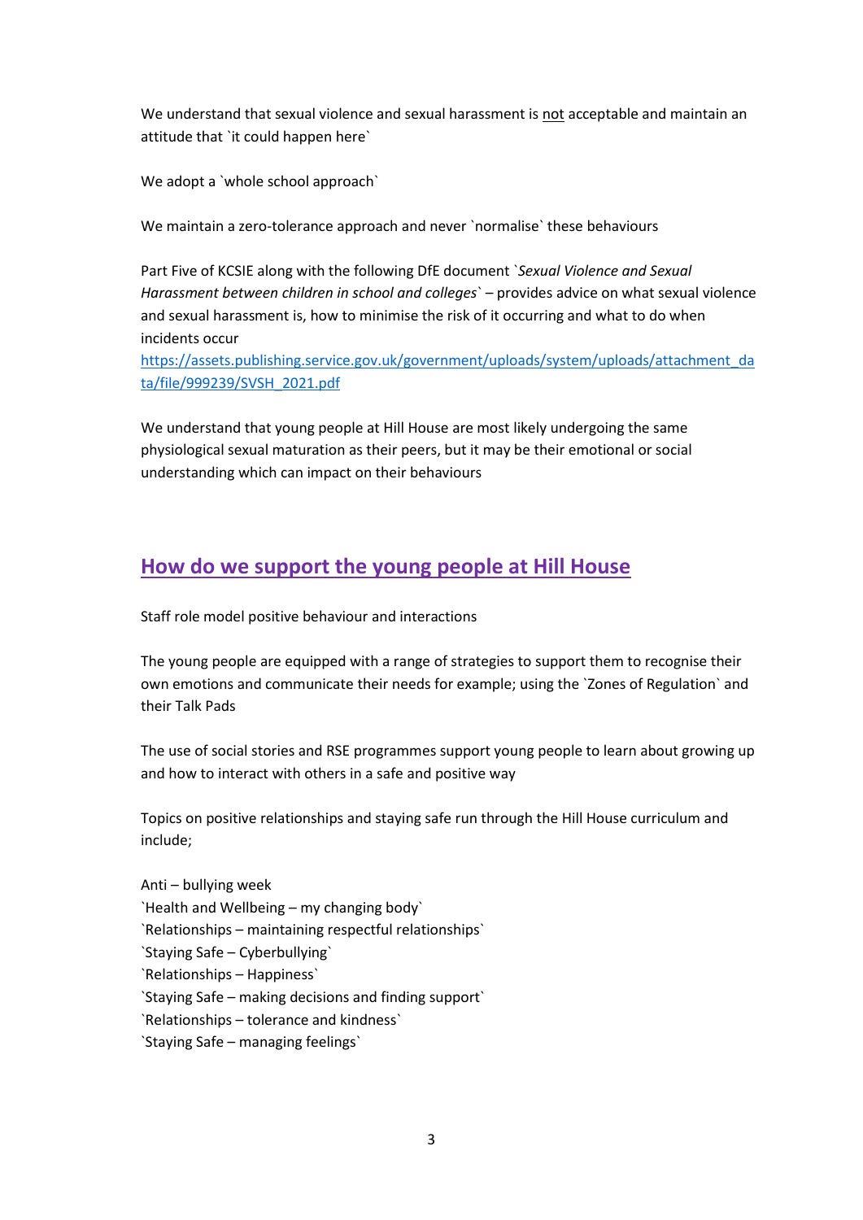We understand that sexual violence and sexual harassment is <u>not</u> acceptable and maintain an attitude that `it could happen here`

We adopt a `whole school approach`

We maintain a zero-tolerance approach and never `normalise` these behaviours

Part Five of KCSIE along with the following DfE document `*Sexual Violence and Sexual Harassment between children in school and colleges*` – provides advice on what sexual violence and sexual harassment is, how to minimise the risk of it occurring and what to do when incidents occur
[https://assets.publishing.service.gov.uk/government/uploads/system/uploads/attachment_data/file/999239/SVSH_2021.pdf](https://assets.publishing.service.gov.uk/government/uploads/system/uploads/attachment_data/file/999239/SVSH_2021.pdf)

We understand that young people at Hill House are most likely undergoing the same physiological sexual maturation as their peers, but it may be their emotional or social understanding which can impact on their behaviours

## How do we support the young people at Hill House

Staff role model positive behaviour and interactions

The young people are equipped with a range of strategies to support them to recognise their own emotions and communicate their needs for example; using the `Zones of Regulation` and their Talk Pads

The use of social stories and RSE programmes support young people to learn about growing up and how to interact with others in a safe and positive way

Topics on positive relationships and staying safe run through the Hill House curriculum and include;

Anti – bullying week
`Health and Wellbeing – my changing body`
`Relationships – maintaining respectful relationships`
`Staying Safe – Cyberbullying`
`Relationships – Happiness`
`Staying Safe – making decisions and finding support`
`Relationships – tolerance and kindness`
`Staying Safe – managing feelings`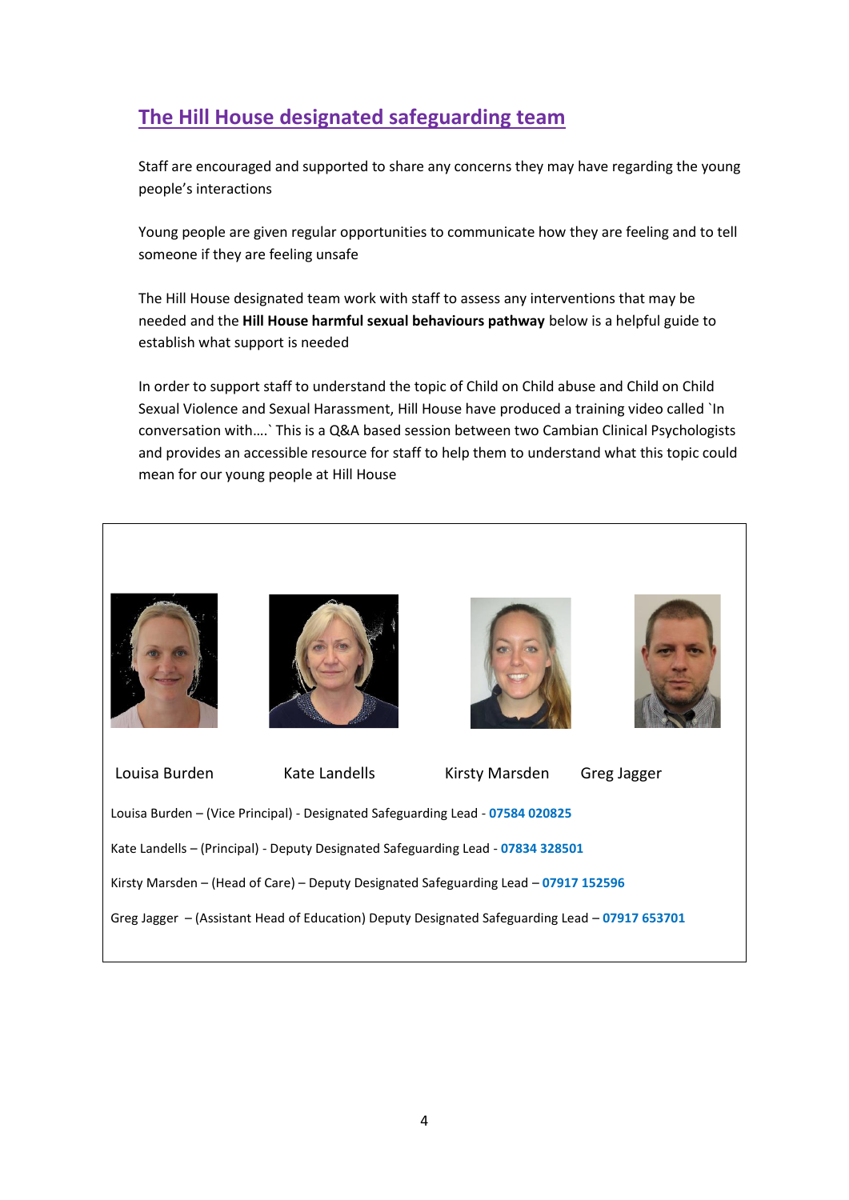## The Hill House designated safeguarding team

Staff are encouraged and supported to share any concerns they may have regarding the young people's interactions

Young people are given regular opportunities to communicate how they are feeling and to tell someone if they are feeling unsafe

The Hill House designated team work with staff to assess any interventions that may be needed and the **Hill House harmful sexual behaviours pathway** below is a helpful guide to establish what support is needed

In order to support staff to understand the topic of Child on Child abuse and Child on Child Sexual Violence and Sexual Harassment, Hill House have produced a training video called `In conversation with….` This is a Q&A based session between two Cambian Clinical Psychologists and provides an accessible resource for staff to help them to understand what this topic could mean for our young people at Hill House

Louisa Burden Kate Landells Kirsty Marsden Greg Jagger

Louisa Burden – (Vice Principal) - Designated Safeguarding Lead - **07584 020825**

Kate Landells – (Principal) - Deputy Designated Safeguarding Lead - **07834 328501**

Kirsty Marsden – (Head of Care) – Deputy Designated Safeguarding Lead – **07917 152596**

Greg Jagger – (Assistant Head of Education) Deputy Designated Safeguarding Lead – **07917 653701**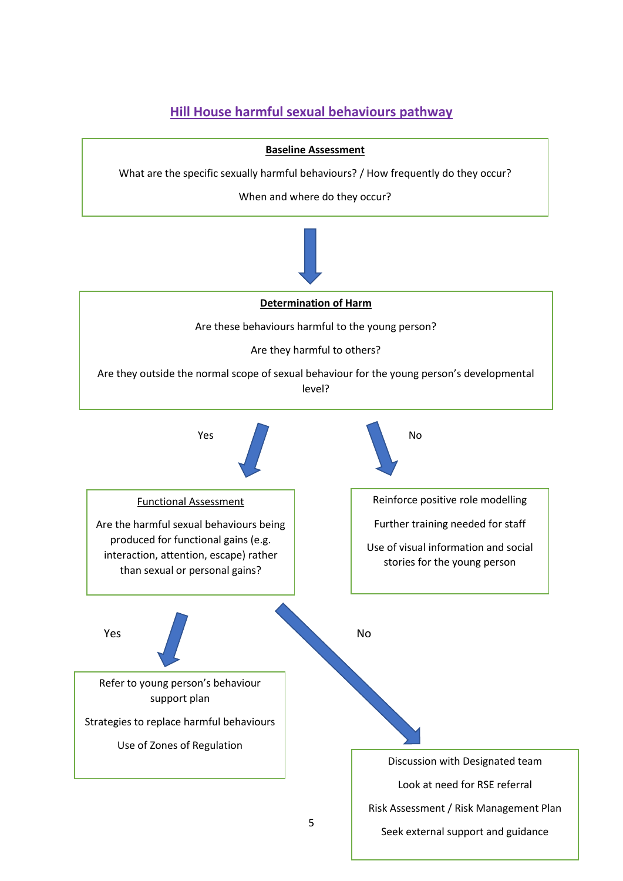# Hill House harmful sexual behaviours pathway

**Baseline Assessment**

What are the specific sexually harmful behaviours? / How frequently do they occur?

When and where do they occur?

↓

**Determination of Harm**

Are these behaviours harmful to the young person?

Are they harmful to others?

Are they outside the normal scope of sexual behaviour for the young person's developmental level?

**Yes** ↓

Functional Assessment

Are the harmful sexual behaviours being produced for functional gains (e.g. interaction, attention, escape) rather than sexual or personal gains?

**Yes** ↓

Refer to young person's behaviour support plan

Strategies to replace harmful behaviours

Use of Zones of Regulation

**No** ↓

Discussion with Designated team

Look at need for RSE referral

Risk Assessment / Risk Management Plan

Seek external support and guidance

**No** ↓

Reinforce positive role modelling

Further training needed for staff

Use of visual information and social stories for the young person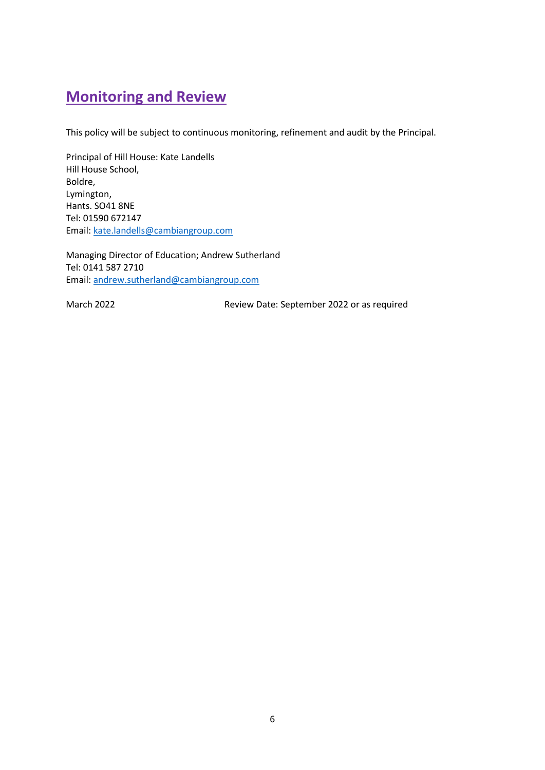## Monitoring and Review

This policy will be subject to continuous monitoring, refinement and audit by the Principal.

Principal of Hill House: Kate Landells
Hill House School,
Boldre,
Lymington,
Hants. SO41 8NE
Tel: 01590 672147
Email: kate.landells@cambiangroup.com

Managing Director of Education; Andrew Sutherland
Tel: 0141 587 2710
Email: andrew.sutherland@cambiangroup.com

March 2022 Review Date: September 2022 or as required